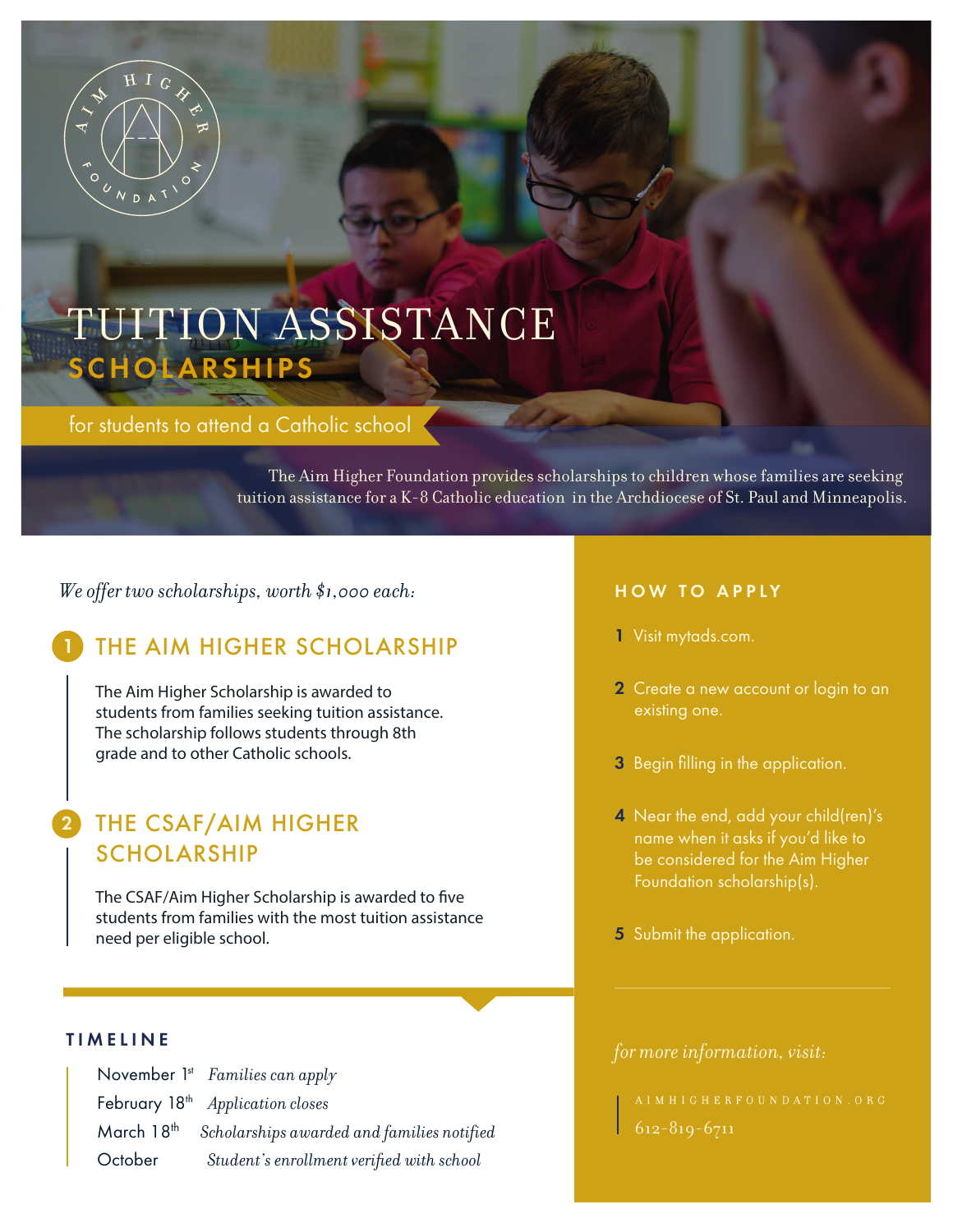AIM HIGHER FOUNDATION

# TUITION ASSISTANCE SCHOLARSHIPS

for students to attend a Catholic school

The Aim Higher Foundation provides scholarships to children whose families are seeking tuition assistance for a K-8 Catholic education in the Archdiocese of St. Paul and Minneapolis.

*We offer two scholarships, worth $1,000 each:*

## 1 THE AIM HIGHER SCHOLARSHIP

The Aim Higher Scholarship is awarded to students from families seeking tuition assistance. The scholarship follows students through 8th grade and to other Catholic schools.

## 2 THE CSAF/AIM HIGHER SCHOLARSHIP

The CSAF/Aim Higher Scholarship is awarded to five students from families with the most tuition assistance need per eligible school.

## TIMELINE

| | |
|---|---|
| November 1st | *Families can apply* |
| February 18th | *Application closes* |
| March 18th | *Scholarships awarded and families notified* |
| October | *Student's enrollment verified with school* |

## HOW TO APPLY

1. Visit mytads.com.
2. Create a new account or login to an existing one.
3. Begin filling in the application.
4. Near the end, add your child(ren)'s name when it asks if you'd like to be considered for the Aim Higher Foundation scholarship(s).
5. Submit the application.

*for more information, visit:*

AIMHIGHERFOUNDATION.ORG
612-819-6711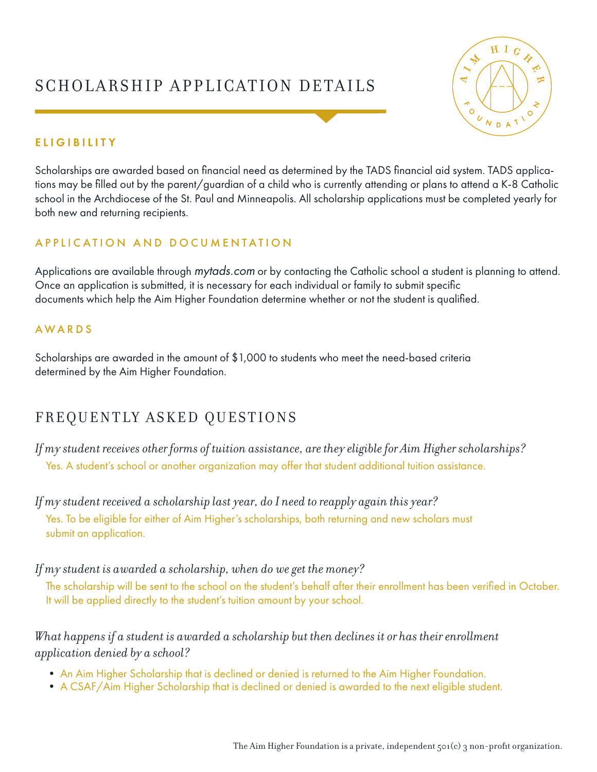# SCHOLARSHIP APPLICATION DETAILS

## ELIGIBILITY

Scholarships are awarded based on financial need as determined by the TADS financial aid system. TADS applications may be filled out by the parent/guardian of a child who is currently attending or plans to attend a K-8 Catholic school in the Archdiocese of the St. Paul and Minneapolis. All scholarship applications must be completed yearly for both new and returning recipients.

## APPLICATION AND DOCUMENTATION

Applications are available through *mytads.com* or by contacting the Catholic school a student is planning to attend. Once an application is submitted, it is necessary for each individual or family to submit specific documents which help the Aim Higher Foundation determine whether or not the student is qualified.

## AWARDS

Scholarships are awarded in the amount of $1,000 to students who meet the need-based criteria determined by the Aim Higher Foundation.

# FREQUENTLY ASKED QUESTIONS

*If my student receives other forms of tuition assistance, are they eligible for Aim Higher scholarships?*

Yes. A student's school or another organization may offer that student additional tuition assistance.

*If my student received a scholarship last year, do I need to reapply again this year?*

Yes. To be eligible for either of Aim Higher's scholarships, both returning and new scholars must submit an application.

*If my student is awarded a scholarship, when do we get the money?*

The scholarship will be sent to the school on the student's behalf after their enrollment has been verified in October. It will be applied directly to the student's tuition amount by your school.

*What happens if a student is awarded a scholarship but then declines it or has their enrollment application denied by a school?*

- An Aim Higher Scholarship that is declined or denied is returned to the Aim Higher Foundation.
- A CSAF/Aim Higher Scholarship that is declined or denied is awarded to the next eligible student.

The Aim Higher Foundation is a private, independent 501(c) 3 non-profit organization.